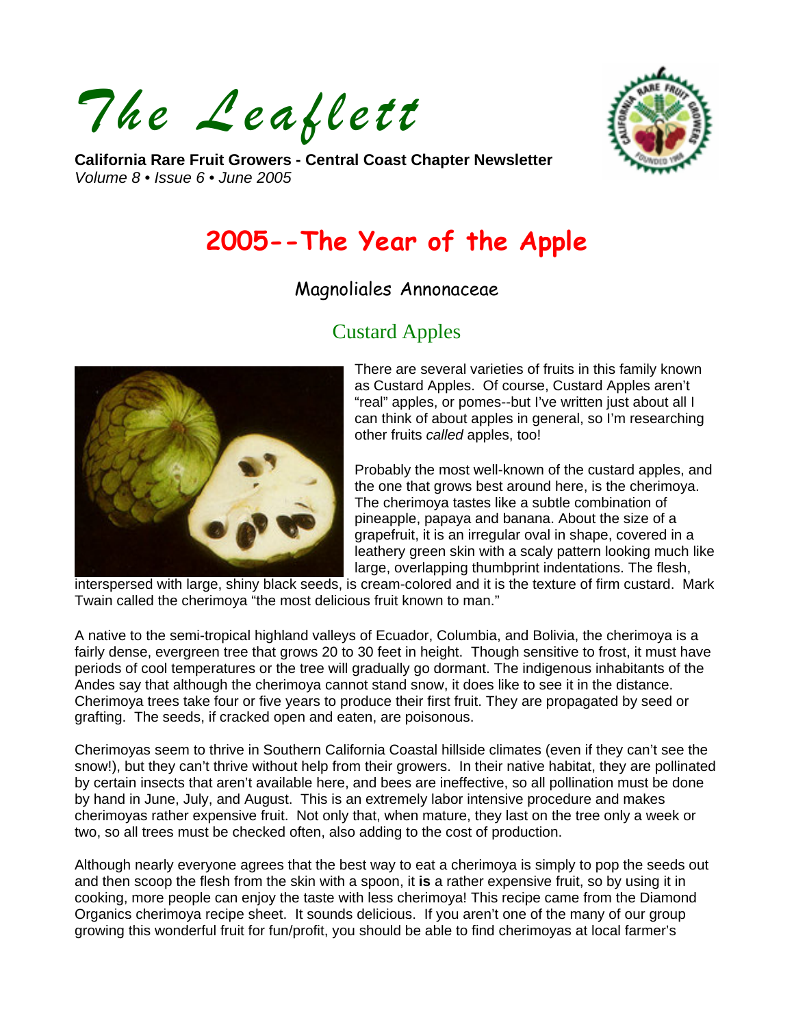# The Leaflett

**California Rare Fruit Growers - Central Coast Chapter Newsletter**
*Volume 8 • Issue 6 • June 2005*

## 2005--The Year of the Apple

### Magnoliales Annonaceae

### Custard Apples

There are several varieties of fruits in this family known as Custard Apples. Of course, Custard Apples aren't "real" apples, or pomes--but I've written just about all I can think of about apples in general, so I'm researching other fruits *called* apples, too!

Probably the most well-known of the custard apples, and the one that grows best around here, is the cherimoya. The cherimoya tastes like a subtle combination of pineapple, papaya and banana. About the size of a grapefruit, it is an irregular oval in shape, covered in a leathery green skin with a scaly pattern looking much like large, overlapping thumbprint indentations. The flesh, interspersed with large, shiny black seeds, is cream-colored and it is the texture of firm custard. Mark Twain called the cherimoya "the most delicious fruit known to man."

A native to the semi-tropical highland valleys of Ecuador, Columbia, and Bolivia, the cherimoya is a fairly dense, evergreen tree that grows 20 to 30 feet in height. Though sensitive to frost, it must have periods of cool temperatures or the tree will gradually go dormant. The indigenous inhabitants of the Andes say that although the cherimoya cannot stand snow, it does like to see it in the distance. Cherimoya trees take four or five years to produce their first fruit. They are propagated by seed or grafting. The seeds, if cracked open and eaten, are poisonous.

Cherimoyas seem to thrive in Southern California Coastal hillside climates (even if they can't see the snow!), but they can't thrive without help from their growers. In their native habitat, they are pollinated by certain insects that aren't available here, and bees are ineffective, so all pollination must be done by hand in June, July, and August. This is an extremely labor intensive procedure and makes cherimoyas rather expensive fruit. Not only that, when mature, they last on the tree only a week or two, so all trees must be checked often, also adding to the cost of production.

Although nearly everyone agrees that the best way to eat a cherimoya is simply to pop the seeds out and then scoop the flesh from the skin with a spoon, it **is** a rather expensive fruit, so by using it in cooking, more people can enjoy the taste with less cherimoya! This recipe came from the Diamond Organics cherimoya recipe sheet. It sounds delicious. If you aren't one of the many of our group growing this wonderful fruit for fun/profit, you should be able to find cherimoyas at local farmer's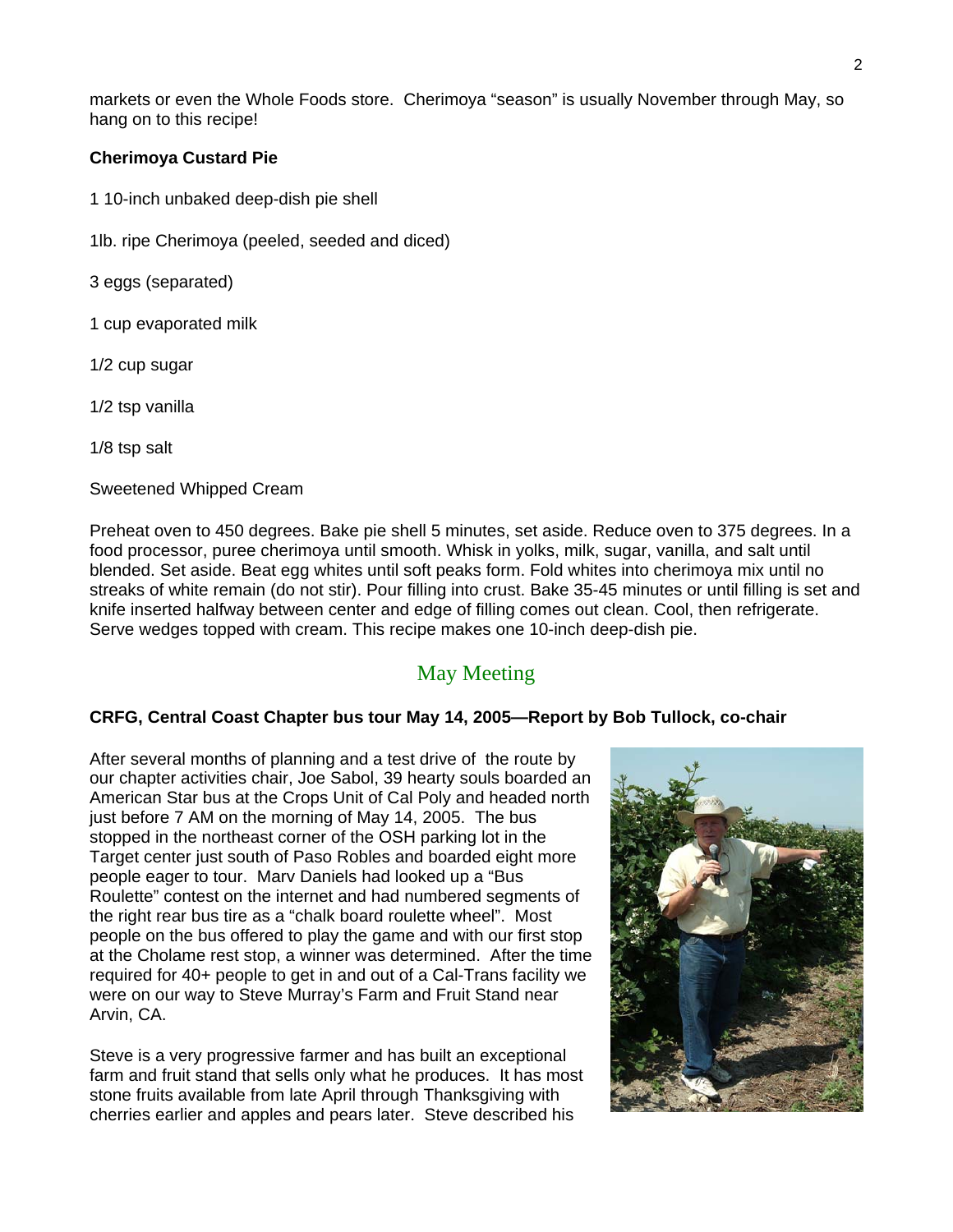markets or even the Whole Foods store. Cherimoya "season" is usually November through May, so hang on to this recipe!

**Cherimoya Custard Pie**

1 10-inch unbaked deep-dish pie shell

1lb. ripe Cherimoya (peeled, seeded and diced)

3 eggs (separated)

1 cup evaporated milk

1/2 cup sugar

1/2 tsp vanilla

1/8 tsp salt

Sweetened Whipped Cream

Preheat oven to 450 degrees. Bake pie shell 5 minutes, set aside. Reduce oven to 375 degrees. In a food processor, puree cherimoya until smooth. Whisk in yolks, milk, sugar, vanilla, and salt until blended. Set aside. Beat egg whites until soft peaks form. Fold whites into cherimoya mix until no streaks of white remain (do not stir). Pour filling into crust. Bake 35-45 minutes or until filling is set and knife inserted halfway between center and edge of filling comes out clean. Cool, then refrigerate. Serve wedges topped with cream. This recipe makes one 10-inch deep-dish pie.

## May Meeting

**CRFG, Central Coast Chapter bus tour May 14, 2005—Report by Bob Tullock, co-chair**

After several months of planning and a test drive of the route by our chapter activities chair, Joe Sabol, 39 hearty souls boarded an American Star bus at the Crops Unit of Cal Poly and headed north just before 7 AM on the morning of May 14, 2005. The bus stopped in the northeast corner of the OSH parking lot in the Target center just south of Paso Robles and boarded eight more people eager to tour. Marv Daniels had looked up a "Bus Roulette" contest on the internet and had numbered segments of the right rear bus tire as a "chalk board roulette wheel". Most people on the bus offered to play the game and with our first stop at the Cholame rest stop, a winner was determined. After the time required for 40+ people to get in and out of a Cal-Trans facility we were on our way to Steve Murray's Farm and Fruit Stand near Arvin, CA.

Steve is a very progressive farmer and has built an exceptional farm and fruit stand that sells only what he produces. It has most stone fruits available from late April through Thanksgiving with cherries earlier and apples and pears later. Steve described his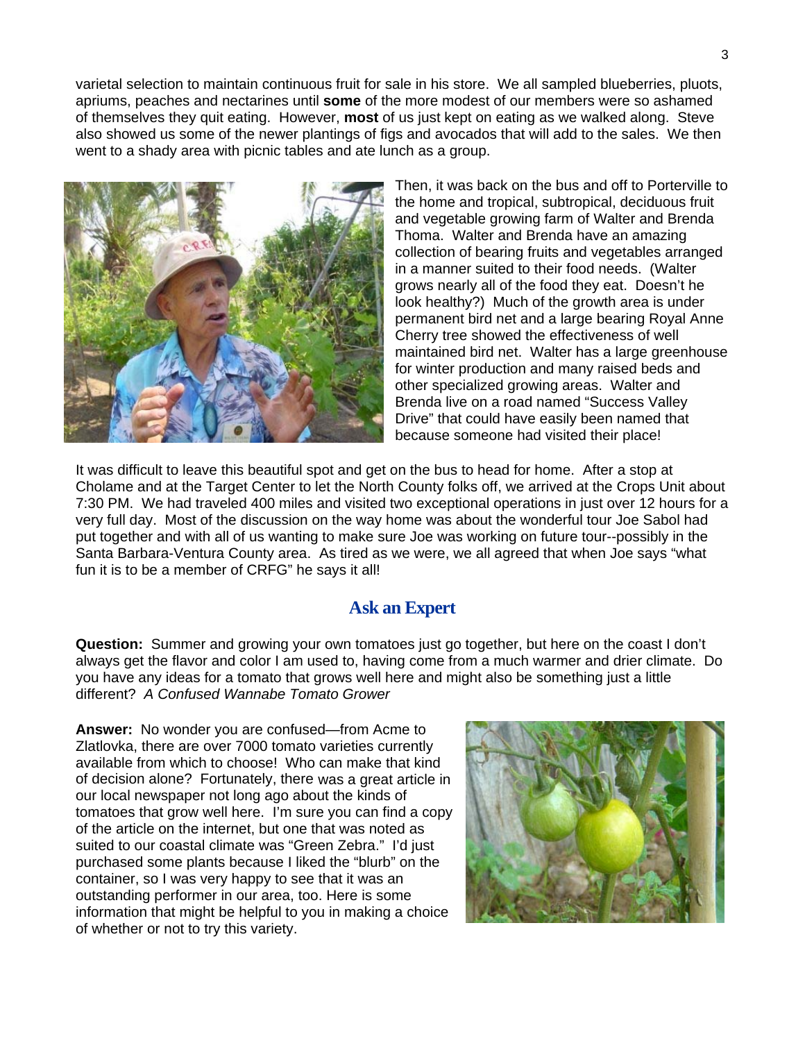varietal selection to maintain continuous fruit for sale in his store. We all sampled blueberries, pluots, apriums, peaches and nectarines until **some** of the more modest of our members were so ashamed of themselves they quit eating. However, **most** of us just kept on eating as we walked along. Steve also showed us some of the newer plantings of figs and avocados that will add to the sales. We then went to a shady area with picnic tables and ate lunch as a group.

Then, it was back on the bus and off to Porterville to the home and tropical, subtropical, deciduous fruit and vegetable growing farm of Walter and Brenda Thoma. Walter and Brenda have an amazing collection of bearing fruits and vegetables arranged in a manner suited to their food needs. (Walter grows nearly all of the food they eat. Doesn't he look healthy?) Much of the growth area is under permanent bird net and a large bearing Royal Anne Cherry tree showed the effectiveness of well maintained bird net. Walter has a large greenhouse for winter production and many raised beds and other specialized growing areas. Walter and Brenda live on a road named "Success Valley Drive" that could have easily been named that because someone had visited their place!

It was difficult to leave this beautiful spot and get on the bus to head for home. After a stop at Cholame and at the Target Center to let the North County folks off, we arrived at the Crops Unit about 7:30 PM. We had traveled 400 miles and visited two exceptional operations in just over 12 hours for a very full day. Most of the discussion on the way home was about the wonderful tour Joe Sabol had put together and with all of us wanting to make sure Joe was working on future tour--possibly in the Santa Barbara-Ventura County area. As tired as we were, we all agreed that when Joe says "what fun it is to be a member of CRFG" he says it all!

## Ask an Expert

**Question:** Summer and growing your own tomatoes just go together, but here on the coast I don't always get the flavor and color I am used to, having come from a much warmer and drier climate. Do you have any ideas for a tomato that grows well here and might also be something just a little different? *A Confused Wannabe Tomato Grower*

**Answer:** No wonder you are confused—from Acme to Zlatlovka, there are over 7000 tomato varieties currently available from which to choose! Who can make that kind of decision alone? Fortunately, there was a great article in our local newspaper not long ago about the kinds of tomatoes that grow well here. I'm sure you can find a copy of the article on the internet, but one that was noted as suited to our coastal climate was "Green Zebra." I'd just purchased some plants because I liked the "blurb" on the container, so I was very happy to see that it was an outstanding performer in our area, too. Here is some information that might be helpful to you in making a choice of whether or not to try this variety.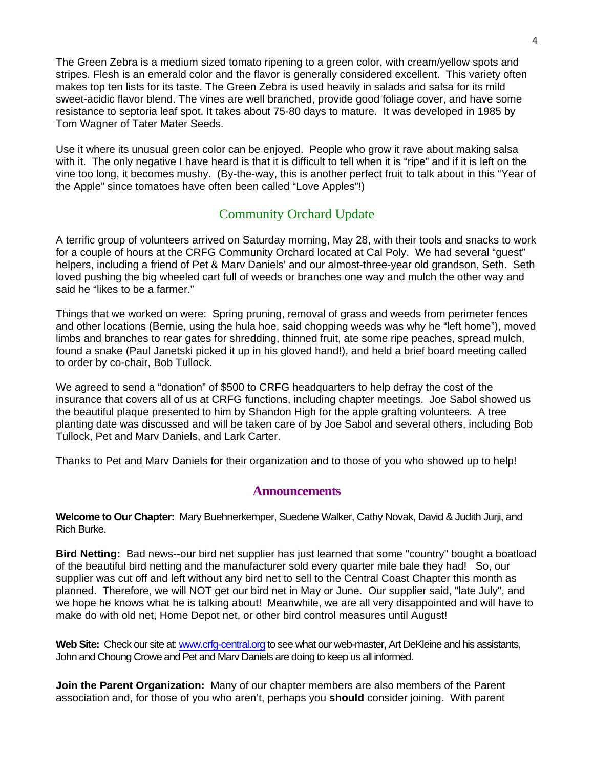The Green Zebra is a medium sized tomato ripening to a green color, with cream/yellow spots and stripes. Flesh is an emerald color and the flavor is generally considered excellent. This variety often makes top ten lists for its taste. The Green Zebra is used heavily in salads and salsa for its mild sweet-acidic flavor blend. The vines are well branched, provide good foliage cover, and have some resistance to septoria leaf spot. It takes about 75-80 days to mature. It was developed in 1985 by Tom Wagner of Tater Mater Seeds.

Use it where its unusual green color can be enjoyed. People who grow it rave about making salsa with it. The only negative I have heard is that it is difficult to tell when it is "ripe" and if it is left on the vine too long, it becomes mushy. (By-the-way, this is another perfect fruit to talk about in this "Year of the Apple" since tomatoes have often been called "Love Apples"!)

## Community Orchard Update

A terrific group of volunteers arrived on Saturday morning, May 28, with their tools and snacks to work for a couple of hours at the CRFG Community Orchard located at Cal Poly. We had several "guest" helpers, including a friend of Pet & Marv Daniels' and our almost-three-year old grandson, Seth. Seth loved pushing the big wheeled cart full of weeds or branches one way and mulch the other way and said he "likes to be a farmer."

Things that we worked on were: Spring pruning, removal of grass and weeds from perimeter fences and other locations (Bernie, using the hula hoe, said chopping weeds was why he "left home"), moved limbs and branches to rear gates for shredding, thinned fruit, ate some ripe peaches, spread mulch, found a snake (Paul Janetski picked it up in his gloved hand!), and held a brief board meeting called to order by co-chair, Bob Tullock.

We agreed to send a "donation" of $500 to CRFG headquarters to help defray the cost of the insurance that covers all of us at CRFG functions, including chapter meetings. Joe Sabol showed us the beautiful plaque presented to him by Shandon High for the apple grafting volunteers. A tree planting date was discussed and will be taken care of by Joe Sabol and several others, including Bob Tullock, Pet and Marv Daniels, and Lark Carter.

Thanks to Pet and Marv Daniels for their organization and to those of you who showed up to help!

## Announcements

**Welcome to Our Chapter:** Mary Buehnerkemper, Suedene Walker, Cathy Novak, David & Judith Jurji, and Rich Burke.

**Bird Netting:** Bad news--our bird net supplier has just learned that some "country" bought a boatload of the beautiful bird netting and the manufacturer sold every quarter mile bale they had! So, our supplier was cut off and left without any bird net to sell to the Central Coast Chapter this month as planned. Therefore, we will NOT get our bird net in May or June. Our supplier said, "late July", and we hope he knows what he is talking about! Meanwhile, we are all very disappointed and will have to make do with old net, Home Depot net, or other bird control measures until August!

**Web Site:** Check our site at: www.crfg-central.org to see what our web-master, Art DeKleine and his assistants, John and Choung Crowe and Pet and Marv Daniels are doing to keep us all informed.

**Join the Parent Organization:** Many of our chapter members are also members of the Parent association and, for those of you who aren't, perhaps you **should** consider joining. With parent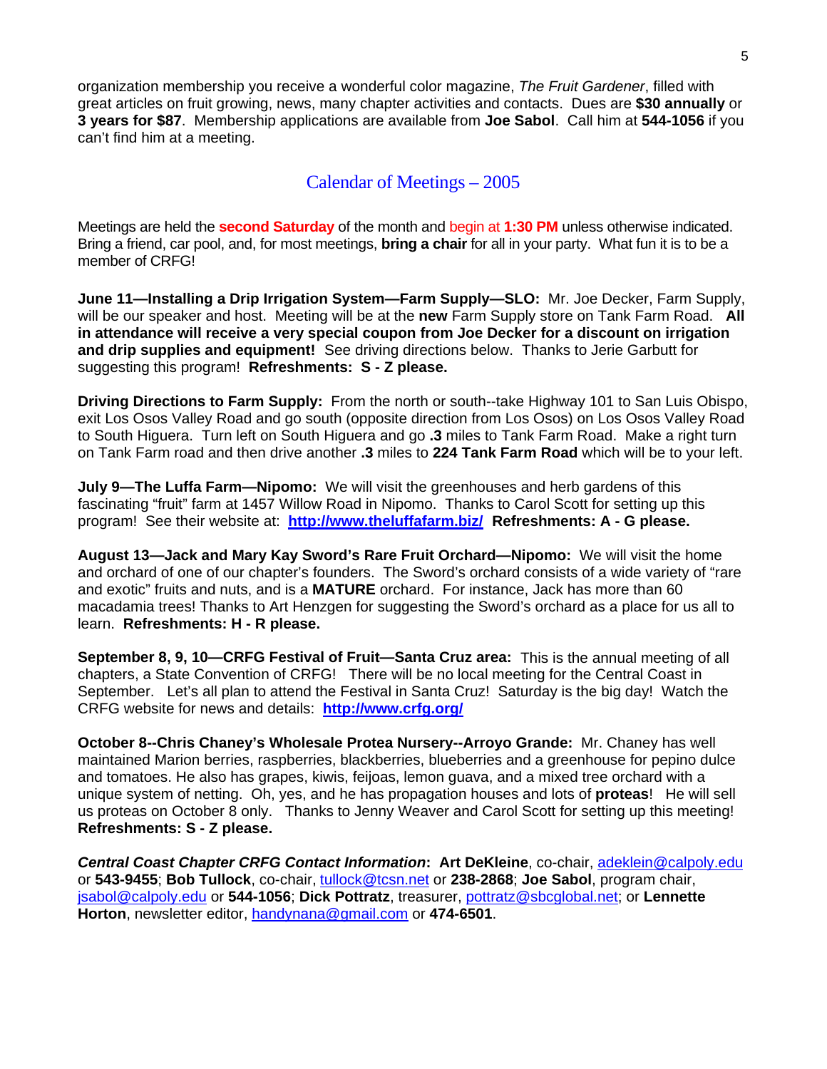organization membership you receive a wonderful color magazine, *The Fruit Gardener*, filled with great articles on fruit growing, news, many chapter activities and contacts. Dues are **$30 annually** or **3 years for $87**. Membership applications are available from **Joe Sabol**. Call him at **544-1056** if you can't find him at a meeting.

## Calendar of Meetings – 2005

Meetings are held the **second Saturday** of the month and begin at **1:30 PM** unless otherwise indicated. Bring a friend, car pool, and, for most meetings, **bring a chair** for all in your party. What fun it is to be a member of CRFG!

**June 11—Installing a Drip Irrigation System—Farm Supply—SLO:** Mr. Joe Decker, Farm Supply, will be our speaker and host. Meeting will be at the **new** Farm Supply store on Tank Farm Road. **All in attendance will receive a very special coupon from Joe Decker for a discount on irrigation and drip supplies and equipment!** See driving directions below. Thanks to Jerie Garbutt for suggesting this program! **Refreshments: S - Z please.**

**Driving Directions to Farm Supply:** From the north or south--take Highway 101 to San Luis Obispo, exit Los Osos Valley Road and go south (opposite direction from Los Osos) on Los Osos Valley Road to South Higuera. Turn left on South Higuera and go **.3** miles to Tank Farm Road. Make a right turn on Tank Farm road and then drive another **.3** miles to **224 Tank Farm Road** which will be to your left.

**July 9—The Luffa Farm—Nipomo:** We will visit the greenhouses and herb gardens of this fascinating "fruit" farm at 1457 Willow Road in Nipomo. Thanks to Carol Scott for setting up this program! See their website at: **http://www.theluffafarm.biz/** **Refreshments: A - G please.**

**August 13—Jack and Mary Kay Sword's Rare Fruit Orchard—Nipomo:** We will visit the home and orchard of one of our chapter's founders. The Sword's orchard consists of a wide variety of "rare and exotic" fruits and nuts, and is a **MATURE** orchard. For instance, Jack has more than 60 macadamia trees! Thanks to Art Henzgen for suggesting the Sword's orchard as a place for us all to learn. **Refreshments: H - R please.**

**September 8, 9, 10—CRFG Festival of Fruit—Santa Cruz area:** This is the annual meeting of all chapters, a State Convention of CRFG! There will be no local meeting for the Central Coast in September. Let's all plan to attend the Festival in Santa Cruz! Saturday is the big day! Watch the CRFG website for news and details: **http://www.crfg.org/**

**October 8--Chris Chaney's Wholesale Protea Nursery--Arroyo Grande:** Mr. Chaney has well maintained Marion berries, raspberries, blackberries, blueberries and a greenhouse for pepino dulce and tomatoes. He also has grapes, kiwis, feijoas, lemon guava, and a mixed tree orchard with a unique system of netting. Oh, yes, and he has propagation houses and lots of **proteas**! He will sell us proteas on October 8 only. Thanks to Jenny Weaver and Carol Scott for setting up this meeting! **Refreshments: S - Z please.**

***Central Coast Chapter CRFG Contact Information*:** **Art DeKleine**, co-chair, adeklein@calpoly.edu or **543-9455**; **Bob Tullock**, co-chair, tullock@tcsn.net or **238-2868**; **Joe Sabol**, program chair, jsabol@calpoly.edu or **544-1056**; **Dick Pottratz**, treasurer, pottratz@sbcglobal.net; or **Lennette Horton**, newsletter editor, handynana@gmail.com or **474-6501**.